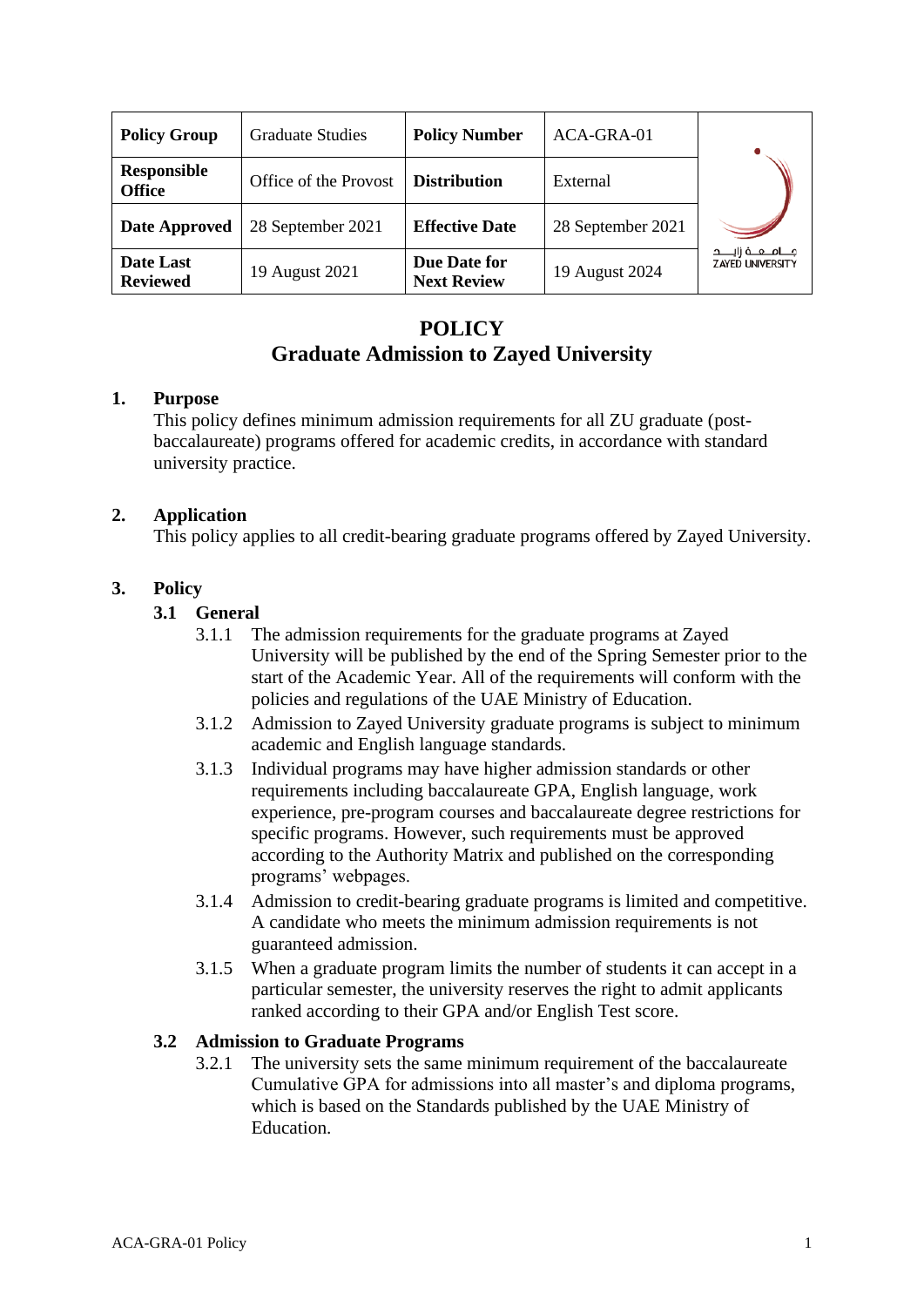| Policy Group | Graduate Studies | Policy Number | ACA-GRA-01 |
|---|---|---|---|
| Responsible Office | Office of the Provost | Distribution | External |
| Date Approved | 28 September 2021 | Effective Date | 28 September 2021 |
| Date Last Reviewed | 19 August 2021 | Due Date for Next Review | 19 August 2024 |

# POLICY
# Graduate Admission to Zayed University

## 1. Purpose

This policy defines minimum admission requirements for all ZU graduate (post-baccalaureate) programs offered for academic credits, in accordance with standard university practice.

## 2. Application

This policy applies to all credit-bearing graduate programs offered by Zayed University.

## 3. Policy

### 3.1 General

3.1.1 The admission requirements for the graduate programs at Zayed University will be published by the end of the Spring Semester prior to the start of the Academic Year. All of the requirements will conform with the policies and regulations of the UAE Ministry of Education.

3.1.2 Admission to Zayed University graduate programs is subject to minimum academic and English language standards.

3.1.3 Individual programs may have higher admission standards or other requirements including baccalaureate GPA, English language, work experience, pre-program courses and baccalaureate degree restrictions for specific programs. However, such requirements must be approved according to the Authority Matrix and published on the corresponding programs' webpages.

3.1.4 Admission to credit-bearing graduate programs is limited and competitive. A candidate who meets the minimum admission requirements is not guaranteed admission.

3.1.5 When a graduate program limits the number of students it can accept in a particular semester, the university reserves the right to admit applicants ranked according to their GPA and/or English Test score.

### 3.2 Admission to Graduate Programs

3.2.1 The university sets the same minimum requirement of the baccalaureate Cumulative GPA for admissions into all master's and diploma programs, which is based on the Standards published by the UAE Ministry of Education.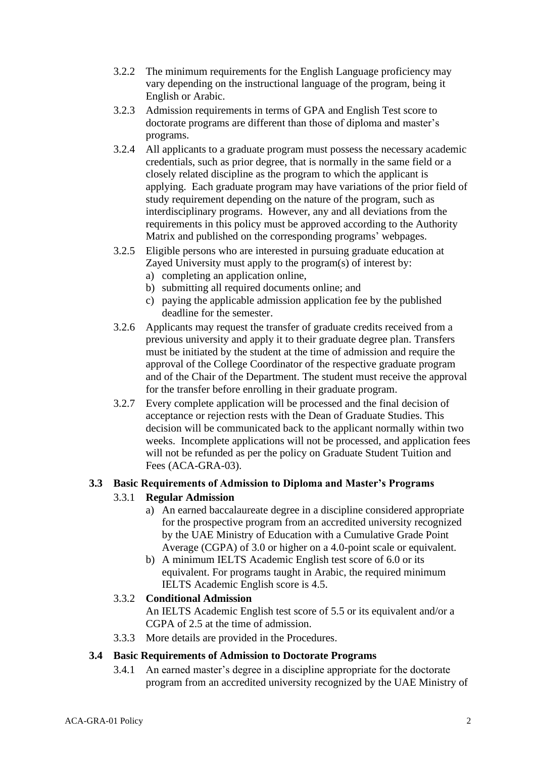3.2.2 The minimum requirements for the English Language proficiency may vary depending on the instructional language of the program, being it English or Arabic.

3.2.3 Admission requirements in terms of GPA and English Test score to doctorate programs are different than those of diploma and master's programs.

3.2.4 All applicants to a graduate program must possess the necessary academic credentials, such as prior degree, that is normally in the same field or a closely related discipline as the program to which the applicant is applying. Each graduate program may have variations of the prior field of study requirement depending on the nature of the program, such as interdisciplinary programs. However, any and all deviations from the requirements in this policy must be approved according to the Authority Matrix and published on the corresponding programs' webpages.

3.2.5 Eligible persons who are interested in pursuing graduate education at Zayed University must apply to the program(s) of interest by:

a) completing an application online,
b) submitting all required documents online; and
c) paying the applicable admission application fee by the published deadline for the semester.

3.2.6 Applicants may request the transfer of graduate credits received from a previous university and apply it to their graduate degree plan. Transfers must be initiated by the student at the time of admission and require the approval of the College Coordinator of the respective graduate program and of the Chair of the Department. The student must receive the approval for the transfer before enrolling in their graduate program.

3.2.7 Every complete application will be processed and the final decision of acceptance or rejection rests with the Dean of Graduate Studies. This decision will be communicated back to the applicant normally within two weeks. Incomplete applications will not be processed, and application fees will not be refunded as per the policy on Graduate Student Tuition and Fees (ACA-GRA-03).

### 3.3 Basic Requirements of Admission to Diploma and Master's Programs

3.3.1 **Regular Admission**

a) An earned baccalaureate degree in a discipline considered appropriate for the prospective program from an accredited university recognized by the UAE Ministry of Education with a Cumulative Grade Point Average (CGPA) of 3.0 or higher on a 4.0-point scale or equivalent.
b) A minimum IELTS Academic English test score of 6.0 or its equivalent. For programs taught in Arabic, the required minimum IELTS Academic English score is 4.5.

3.3.2 **Conditional Admission**

An IELTS Academic English test score of 5.5 or its equivalent and/or a CGPA of 2.5 at the time of admission.

3.3.3 More details are provided in the Procedures.

### 3.4 Basic Requirements of Admission to Doctorate Programs

3.4.1 An earned master's degree in a discipline appropriate for the doctorate program from an accredited university recognized by the UAE Ministry of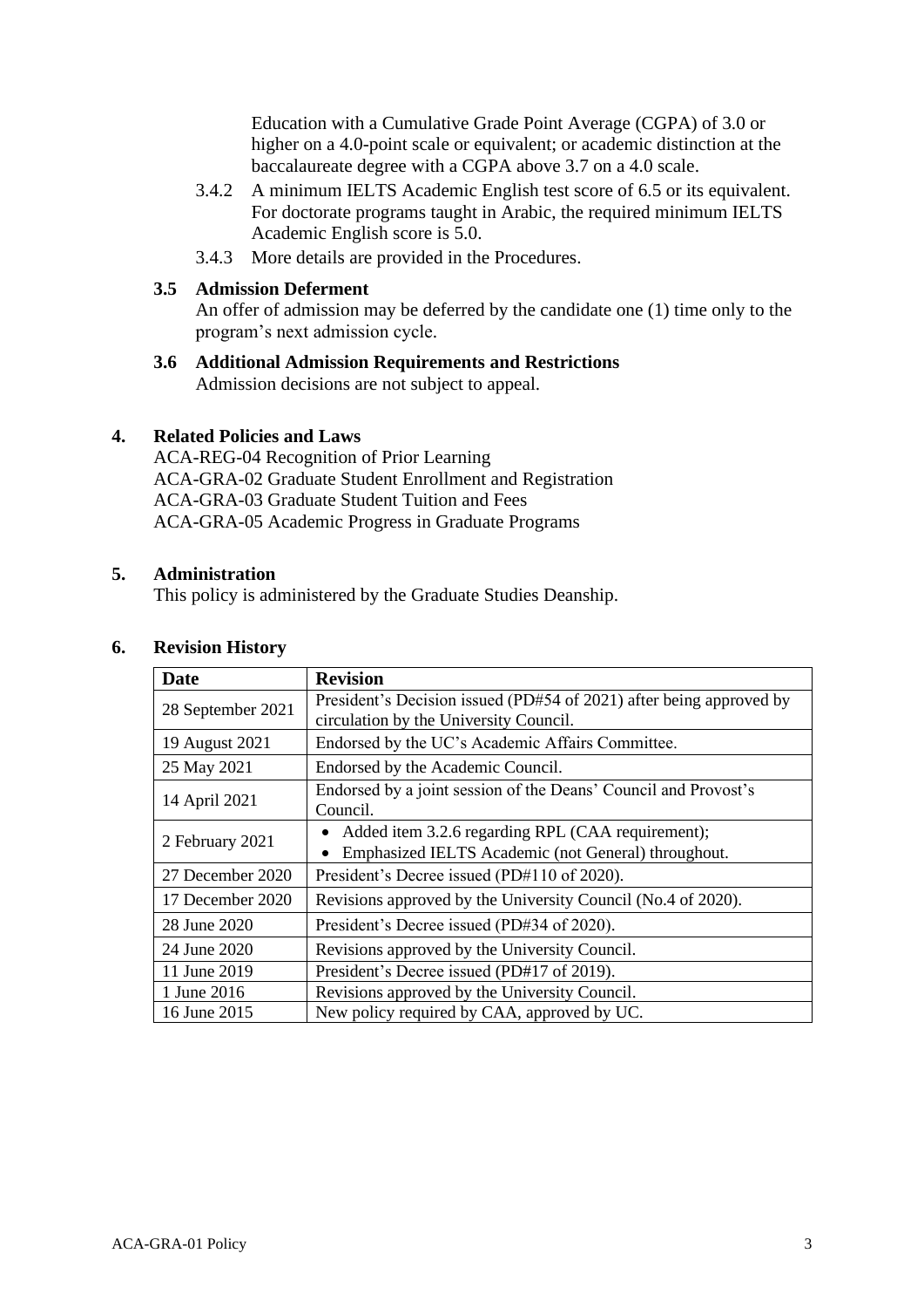Education with a Cumulative Grade Point Average (CGPA) of 3.0 or higher on a 4.0-point scale or equivalent; or academic distinction at the baccalaureate degree with a CGPA above 3.7 on a 4.0 scale.

3.4.2 A minimum IELTS Academic English test score of 6.5 or its equivalent. For doctorate programs taught in Arabic, the required minimum IELTS Academic English score is 5.0.

3.4.3 More details are provided in the Procedures.

### 3.5 Admission Deferment

An offer of admission may be deferred by the candidate one (1) time only to the program's next admission cycle.

### 3.6 Additional Admission Requirements and Restrictions

Admission decisions are not subject to appeal.

## 4. Related Policies and Laws

ACA-REG-04 Recognition of Prior Learning
ACA-GRA-02 Graduate Student Enrollment and Registration
ACA-GRA-03 Graduate Student Tuition and Fees
ACA-GRA-05 Academic Progress in Graduate Programs

## 5. Administration

This policy is administered by the Graduate Studies Deanship.

## 6. Revision History

| Date | Revision |
|---|---|
| 28 September 2021 | President's Decision issued (PD#54 of 2021) after being approved by circulation by the University Council. |
| 19 August 2021 | Endorsed by the UC's Academic Affairs Committee. |
| 25 May 2021 | Endorsed by the Academic Council. |
| 14 April 2021 | Endorsed by a joint session of the Deans' Council and Provost's Council. |
| 2 February 2021 | • Added item 3.2.6 regarding RPL (CAA requirement); • Emphasized IELTS Academic (not General) throughout. |
| 27 December 2020 | President's Decree issued (PD#110 of 2020). |
| 17 December 2020 | Revisions approved by the University Council (No.4 of 2020). |
| 28 June 2020 | President's Decree issued (PD#34 of 2020). |
| 24 June 2020 | Revisions approved by the University Council. |
| 11 June 2019 | President's Decree issued (PD#17 of 2019). |
| 1 June 2016 | Revisions approved by the University Council. |
| 16 June 2015 | New policy required by CAA, approved by UC. |